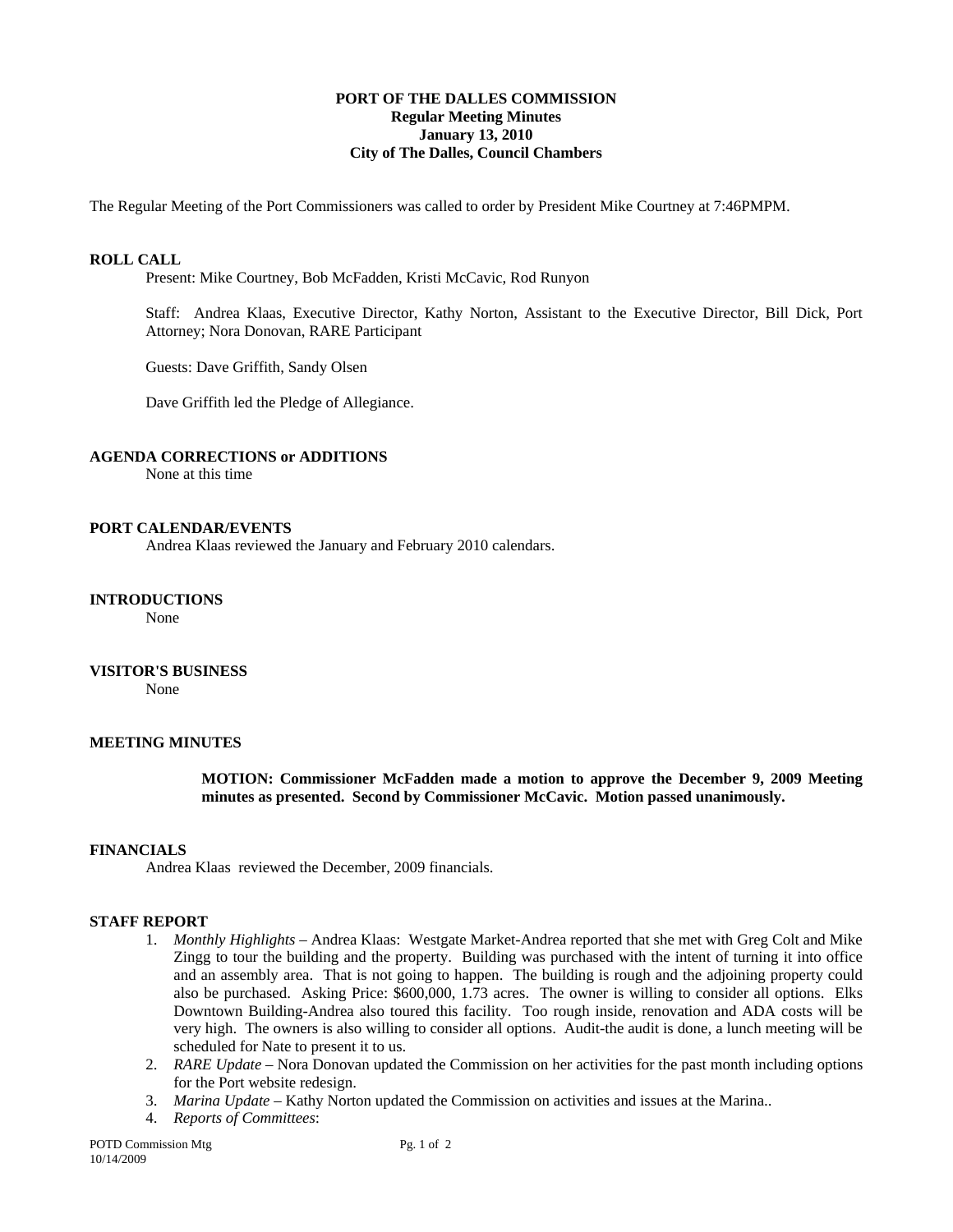**PORT OF THE DALLES COMMISSION**
**Regular Meeting Minutes**
**January 13, 2010**
**City of The Dalles, Council Chambers**

The Regular Meeting of the Port Commissioners was called to order by President Mike Courtney at 7:46PMPM.

**ROLL CALL**

Present: Mike Courtney, Bob McFadden, Kristi McCavic, Rod Runyon

Staff: Andrea Klaas, Executive Director, Kathy Norton, Assistant to the Executive Director, Bill Dick, Port Attorney; Nora Donovan, RARE Participant

Guests: Dave Griffith, Sandy Olsen

Dave Griffith led the Pledge of Allegiance.

**AGENDA CORRECTIONS or ADDITIONS**

None at this time

**PORT CALENDAR/EVENTS**

Andrea Klaas reviewed the January and February 2010 calendars.

**INTRODUCTIONS**

None

**VISITOR'S BUSINESS**

None

**MEETING MINUTES**

**MOTION: Commissioner McFadden made a motion to approve the December 9, 2009 Meeting minutes as presented. Second by Commissioner McCavic. Motion passed unanimously.**

**FINANCIALS**

Andrea Klaas reviewed the December, 2009 financials.

**STAFF REPORT**

1. *Monthly Highlights* – Andrea Klaas: Westgate Market-Andrea reported that she met with Greg Colt and Mike Zingg to tour the building and the property. Building was purchased with the intent of turning it into office and an assembly area. That is not going to happen. The building is rough and the adjoining property could also be purchased. Asking Price: $600,000, 1.73 acres. The owner is willing to consider all options. Elks Downtown Building-Andrea also toured this facility. Too rough inside, renovation and ADA costs will be very high. The owners is also willing to consider all options. Audit-the audit is done, a lunch meeting will be scheduled for Nate to present it to us.
2. *RARE Update* – Nora Donovan updated the Commission on her activities for the past month including options for the Port website redesign.
3. *Marina Update* – Kathy Norton updated the Commission on activities and issues at the Marina..
4. *Reports of Committees*: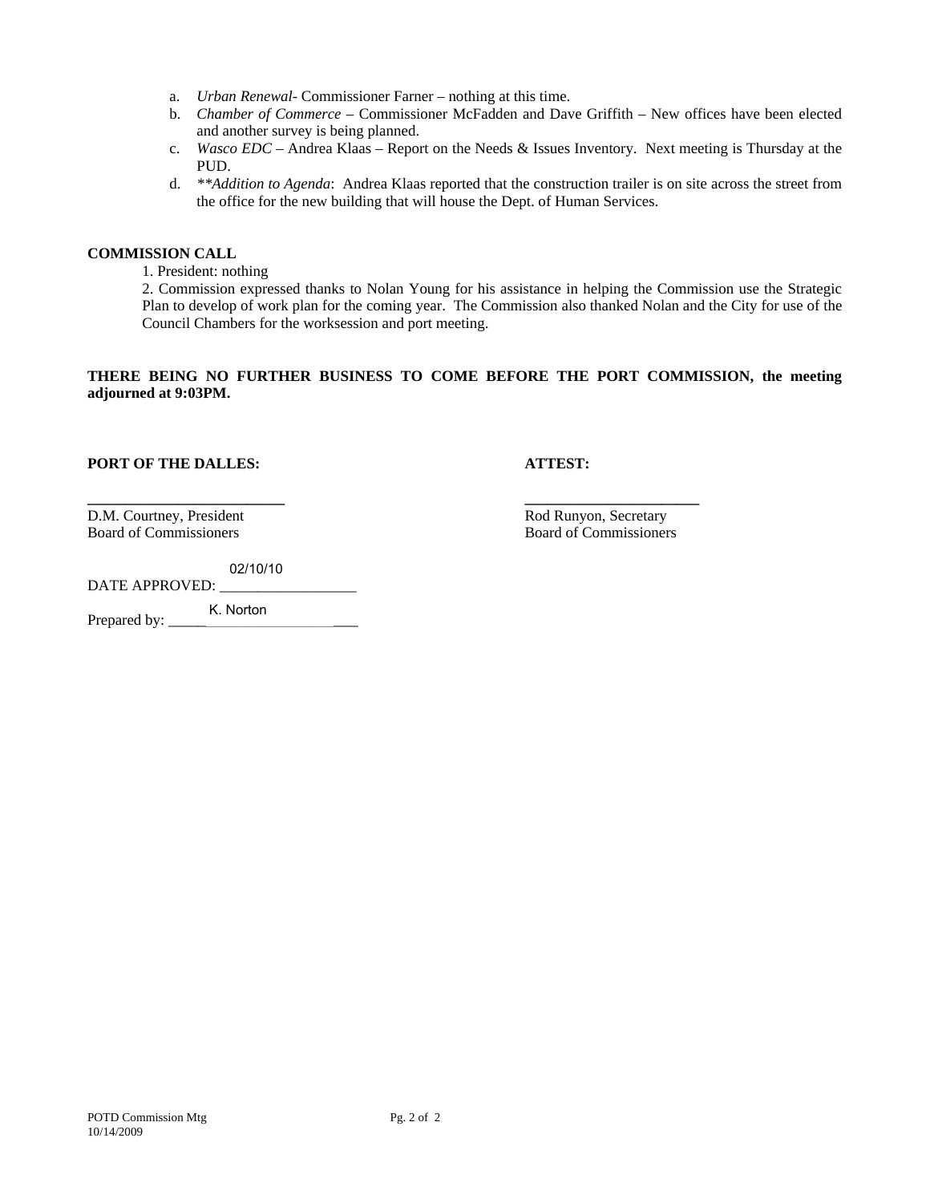a. *Urban Renewal*- Commissioner Farner – nothing at this time.
b. *Chamber of Commerce* – Commissioner McFadden and Dave Griffith – New offices have been elected and another survey is being planned.
c. *Wasco EDC* – Andrea Klaas – Report on the Needs & Issues Inventory. Next meeting is Thursday at the PUD.
d. *\*\*Addition to Agenda*: Andrea Klaas reported that the construction trailer is on site across the street from the office for the new building that will house the Dept. of Human Services.

**COMMISSION CALL**

1. President: nothing
2. Commission expressed thanks to Nolan Young for his assistance in helping the Commission use the Strategic Plan to develop of work plan for the coming year. The Commission also thanked Nolan and the City for use of the Council Chambers for the worksession and port meeting.

**THERE BEING NO FURTHER BUSINESS TO COME BEFORE THE PORT COMMISSION, the meeting adjourned at 9:03PM.**

**PORT OF THE DALLES:**

______________________

D.M. Courtney, President
Board of Commissioners

**ATTEST:**

______________________

Rod Runyon, Secretary
Board of Commissioners

DATE APPROVED: 02/10/10

Prepared by: K. Norton